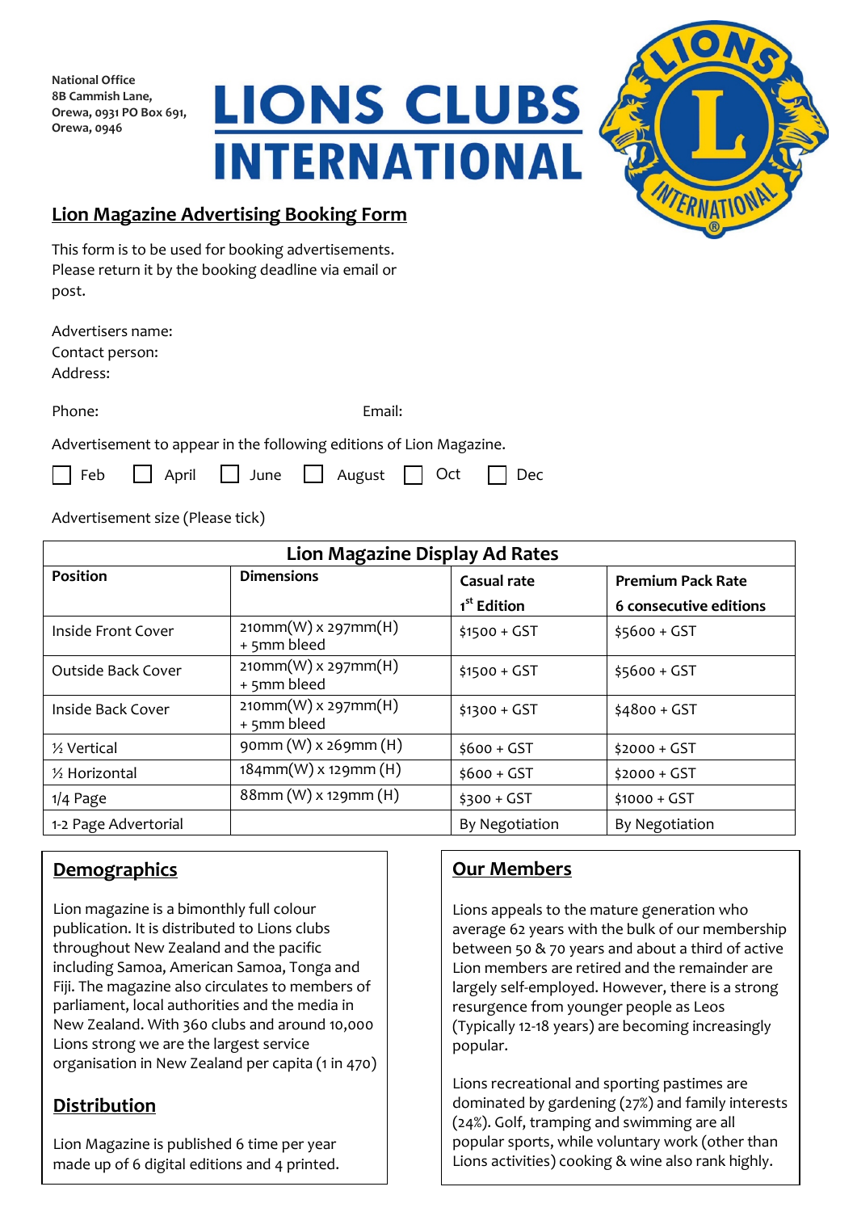National Office
8B Cammish Lane,
Orewa, 0931 PO Box 691,
Orewa, 0946

# LIONS CLUBS INTERNATIONAL

## Lion Magazine Advertising Booking Form

This form is to be used for booking advertisements.
Please return it by the booking deadline via email or post.

Advertisers name:
Contact person:
Address:

Phone: Email:

Advertisement to appear in the following editions of Lion Magazine.

☐ Feb ☐ April ☐ June ☐ August ☐ Oct ☐ Dec

Advertisement size (Please tick)

| Lion Magazine Display Ad Rates | | | |
|---|---|---|---|
| **Position** | **Dimensions** | **Casual rate**<br>**1st Edition** | **Premium Pack Rate**<br>**6 consecutive editions** |
| Inside Front Cover | 210mm(W) x 297mm(H) + 5mm bleed | $1500 + GST | $5600 + GST |
| Outside Back Cover | 210mm(W) x 297mm(H) + 5mm bleed | $1500 + GST | $5600 + GST |
| Inside Back Cover | 210mm(W) x 297mm(H) + 5mm bleed | $1300 + GST | $4800 + GST |
| ½ Vertical | 90mm (W) x 269mm (H) | $600 + GST | $2000 + GST |
| ½ Horizontal | 184mm(W) x 129mm (H) | $600 + GST | $2000 + GST |
| 1/4 Page | 88mm (W) x 129mm (H) | $300 + GST | $1000 + GST |
| 1-2 Page Advertorial | | By Negotiation | By Negotiation |

## Demographics

Lion magazine is a bimonthly full colour publication. It is distributed to Lions clubs throughout New Zealand and the pacific including Samoa, American Samoa, Tonga and Fiji. The magazine also circulates to members of parliament, local authorities and the media in New Zealand. With 360 clubs and around 10,000 Lions strong we are the largest service organisation in New Zealand per capita (1 in 470)

## Distribution

Lion Magazine is published 6 time per year made up of 6 digital editions and 4 printed.

## Our Members

Lions appeals to the mature generation who average 62 years with the bulk of our membership between 50 & 70 years and about a third of active Lion members are retired and the remainder are largely self-employed. However, there is a strong resurgence from younger people as Leos (Typically 12-18 years) are becoming increasingly popular.

Lions recreational and sporting pastimes are dominated by gardening (27%) and family interests (24%). Golf, tramping and swimming are all popular sports, while voluntary work (other than Lions activities) cooking & wine also rank highly.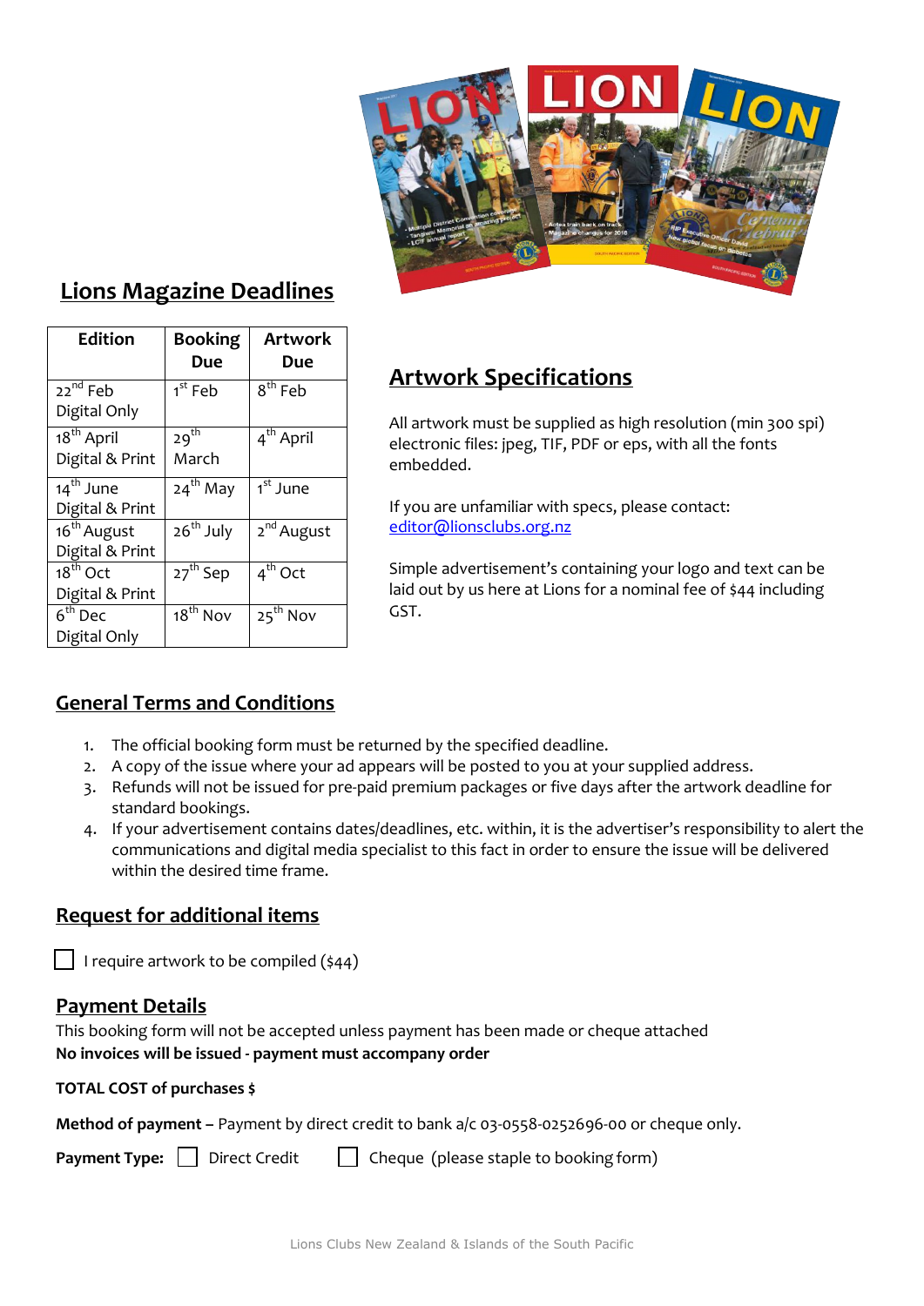## Lions Magazine Deadlines

| Edition | Booking Due | Artwork Due |
|---|---|---|
| 22nd Feb Digital Only | 1st Feb | 8th Feb |
| 18th April Digital & Print | 29th March | 4th April |
| 14th June Digital & Print | 24th May | 1st June |
| 16th August Digital & Print | 26th July | 2nd August |
| 18th Oct Digital & Print | 27th Sep | 4th Oct |
| 6th Dec Digital Only | 18th Nov | 25th Nov |

## Artwork Specifications

All artwork must be supplied as high resolution (min 300 spi) electronic files: jpeg, TIF, PDF or eps, with all the fonts embedded.

If you are unfamiliar with specs, please contact: editor@lionsclubs.org.nz

Simple advertisement's containing your logo and text can be laid out by us here at Lions for a nominal fee of $44 including GST.

## General Terms and Conditions

1. The official booking form must be returned by the specified deadline.
2. A copy of the issue where your ad appears will be posted to you at your supplied address.
3. Refunds will not be issued for pre-paid premium packages or five days after the artwork deadline for standard bookings.
4. If your advertisement contains dates/deadlines, etc. within, it is the advertiser's responsibility to alert the communications and digital media specialist to this fact in order to ensure the issue will be delivered within the desired time frame.

## Request for additional items

☐ I require artwork to be compiled ($44)

## Payment Details

This booking form will not be accepted unless payment has been made or cheque attached

**No invoices will be issued - payment must accompany order**

**TOTAL COST of purchases $**

**Method of payment –** Payment by direct credit to bank a/c 03-0558-0252696-00 or cheque only.

**Payment Type:** ☐ Direct Credit ☐ Cheque (please staple to booking form)